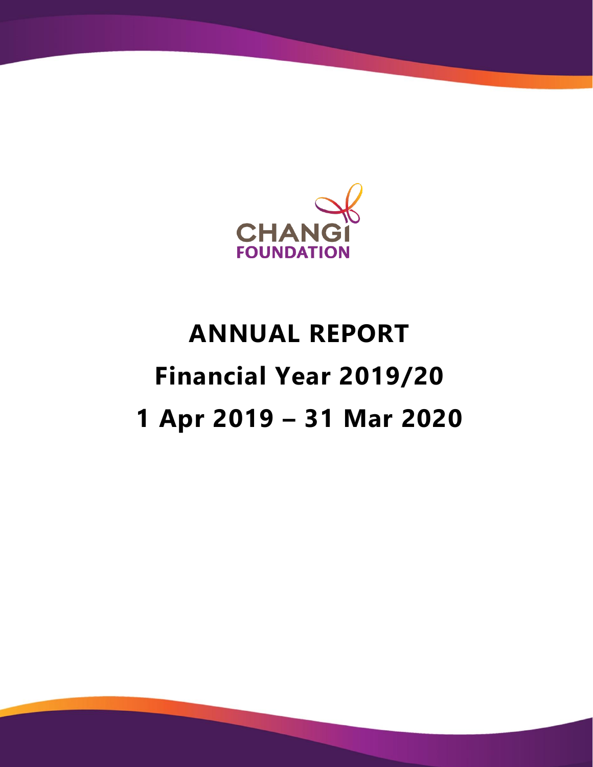CHANGI FOUNDATION

# ANNUAL REPORT

# Financial Year 2019/20

# 1 Apr 2019 – 31 Mar 2020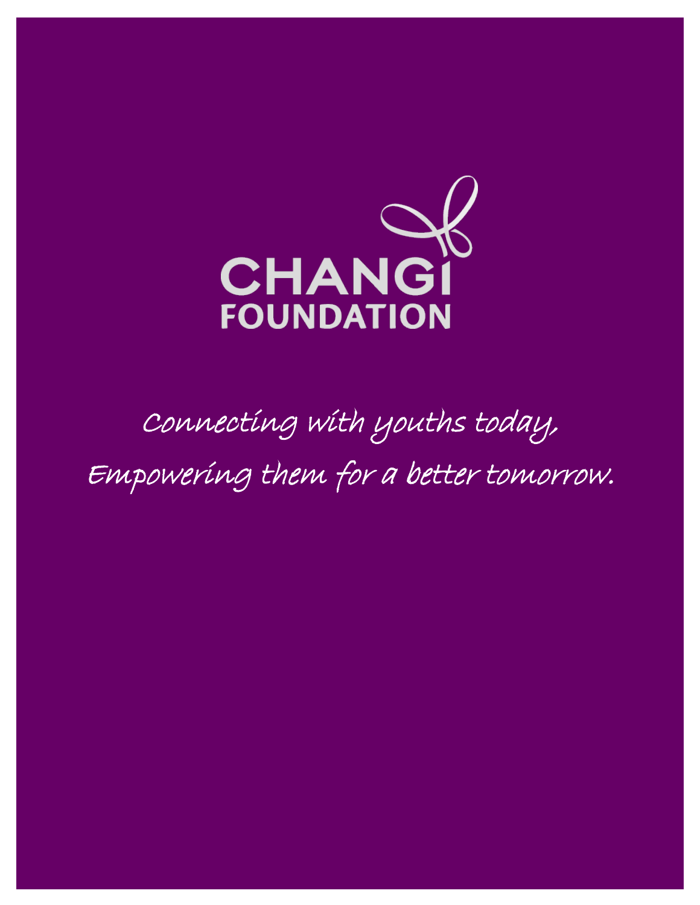# CHANGI FOUNDATION

*Connecting with youths today,*

*Empowering them for a better tomorrow.*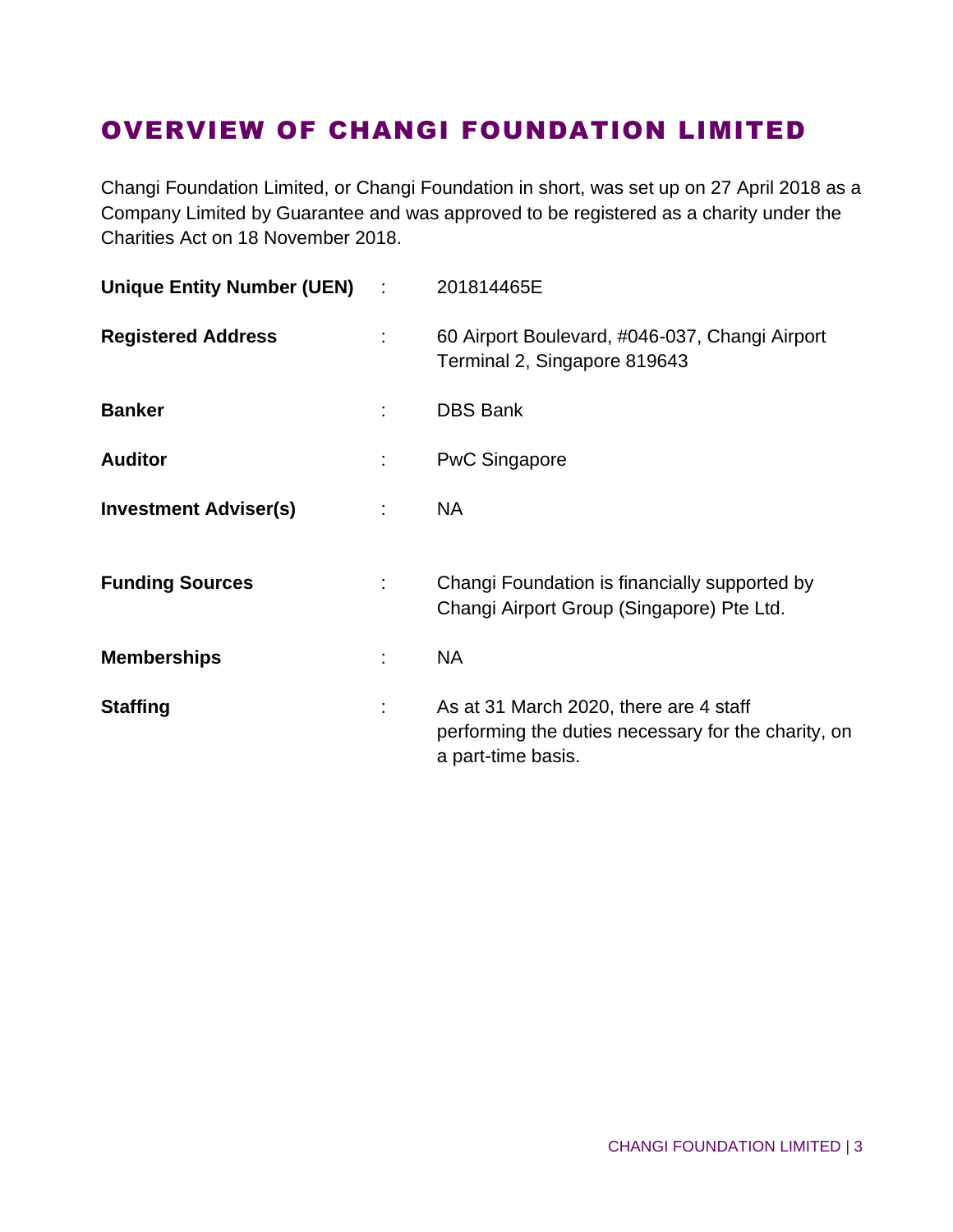# OVERVIEW OF CHANGI FOUNDATION LIMITED

Changi Foundation Limited, or Changi Foundation in short, was set up on 27 April 2018 as a Company Limited by Guarantee and was approved to be registered as a charity under the Charities Act on 18 November 2018.

| | | |
|---|---|---|
| **Unique Entity Number (UEN)** | : | 201814465E |
| **Registered Address** | : | 60 Airport Boulevard, #046-037, Changi Airport Terminal 2, Singapore 819643 |
| **Banker** | : | DBS Bank |
| **Auditor** | : | PwC Singapore |
| **Investment Adviser(s)** | : | NA |
| **Funding Sources** | : | Changi Foundation is financially supported by Changi Airport Group (Singapore) Pte Ltd. |
| **Memberships** | : | NA |
| **Staffing** | : | As at 31 March 2020, there are 4 staff performing the duties necessary for the charity, on a part-time basis. |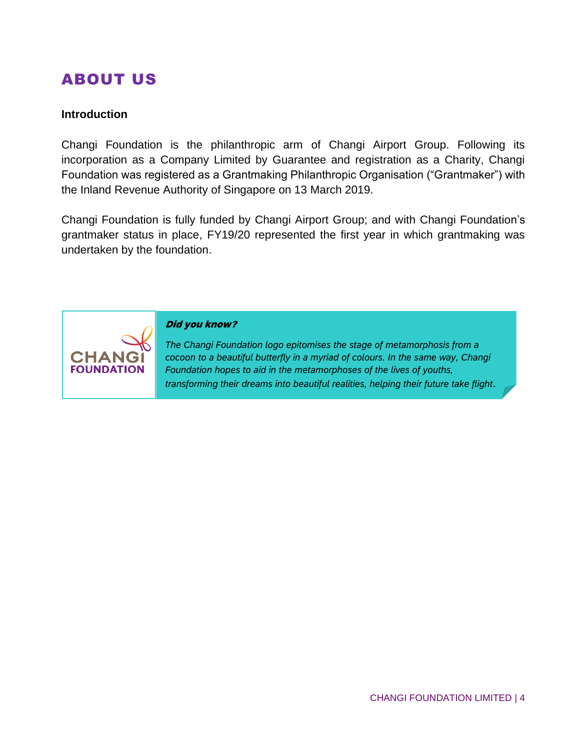# ABOUT US

**Introduction**

Changi Foundation is the philanthropic arm of Changi Airport Group. Following its incorporation as a Company Limited by Guarantee and registration as a Charity, Changi Foundation was registered as a Grantmaking Philanthropic Organisation ("Grantmaker") with the Inland Revenue Authority of Singapore on 13 March 2019.

Changi Foundation is fully funded by Changi Airport Group; and with Changi Foundation's grantmaker status in place, FY19/20 represented the first year in which grantmaking was undertaken by the foundation.

CHANGI FOUNDATION

***Did you know?***

*The Changi Foundation logo epitomises the stage of metamorphosis from a cocoon to a beautiful butterfly in a myriad of colours. In the same way, Changi Foundation hopes to aid in the metamorphoses of the lives of youths, transforming their dreams into beautiful realities, helping their future take flight.*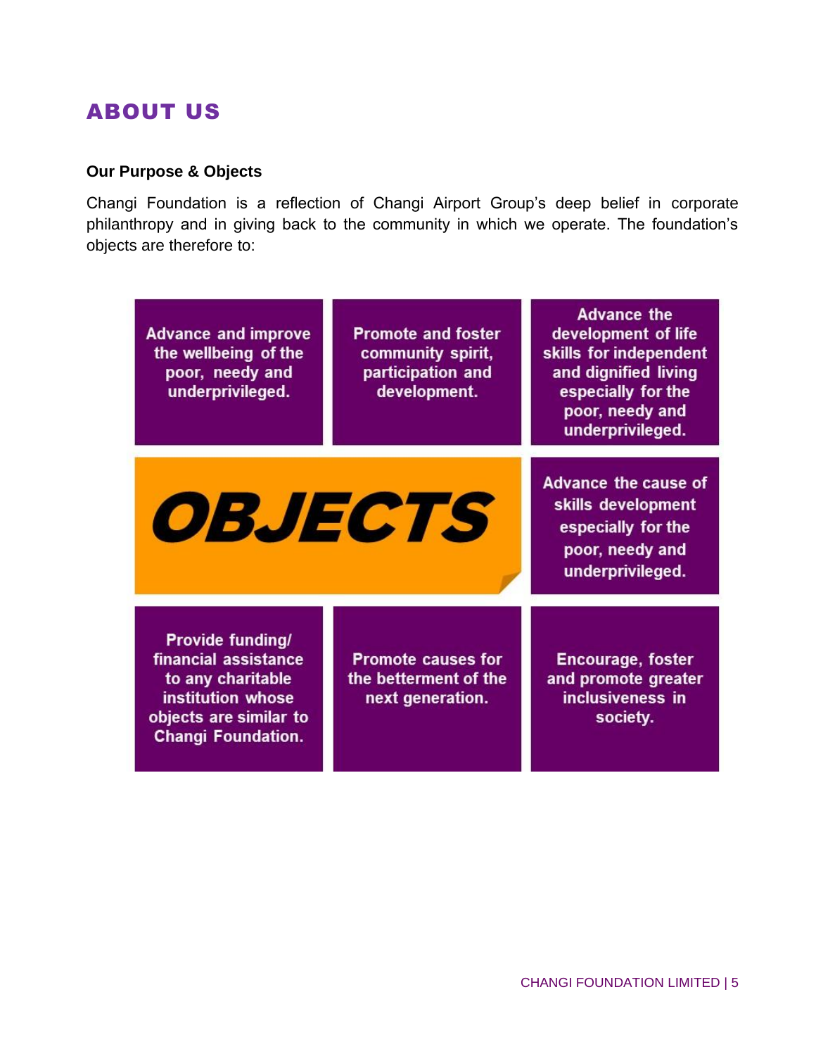# ABOUT US

**Our Purpose & Objects**

Changi Foundation is a reflection of Changi Airport Group's deep belief in corporate philanthropy and in giving back to the community in which we operate. The foundation's objects are therefore to:

**OBJECTS**

- Advance and improve the wellbeing of the poor, needy and underprivileged.
- Promote and foster community spirit, participation and development.
- Advance the development of life skills for independent and dignified living especially for the poor, needy and underprivileged.
- Advance the cause of skills development especially for the poor, needy and underprivileged.
- Provide funding/ financial assistance to any charitable institution whose objects are similar to Changi Foundation.
- Promote causes for the betterment of the next generation.
- Encourage, foster and promote greater inclusiveness in society.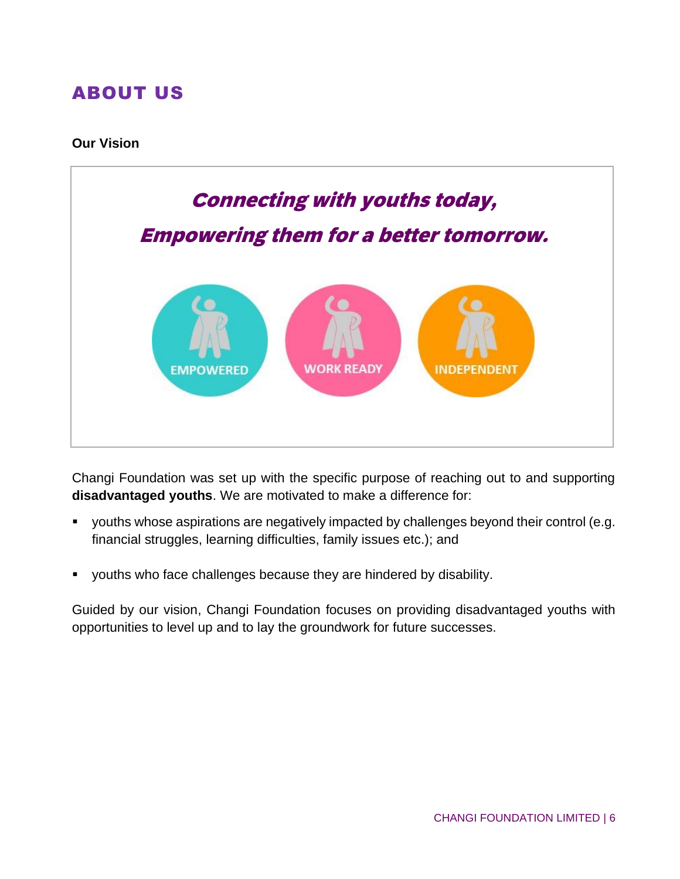# ABOUT US

**Our Vision**

***Connecting with youths today,***

***Empowering them for a better tomorrow.***

EMPOWERED | WORK READY | INDEPENDENT

Changi Foundation was set up with the specific purpose of reaching out to and supporting **disadvantaged youths**. We are motivated to make a difference for:

- youths whose aspirations are negatively impacted by challenges beyond their control (e.g. financial struggles, learning difficulties, family issues etc.); and
- youths who face challenges because they are hindered by disability.

Guided by our vision, Changi Foundation focuses on providing disadvantaged youths with opportunities to level up and to lay the groundwork for future successes.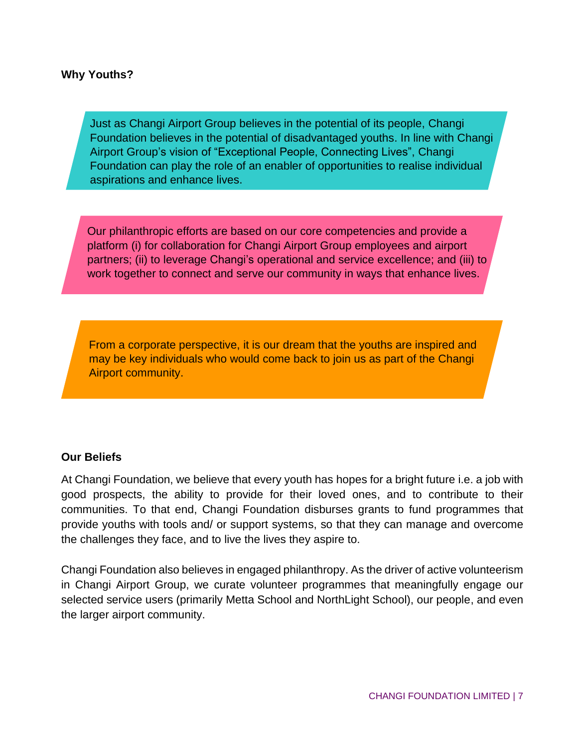**Why Youths?**

Just as Changi Airport Group believes in the potential of its people, Changi Foundation believes in the potential of disadvantaged youths. In line with Changi Airport Group's vision of "Exceptional People, Connecting Lives", Changi Foundation can play the role of an enabler of opportunities to realise individual aspirations and enhance lives.

Our philanthropic efforts are based on our core competencies and provide a platform (i) for collaboration for Changi Airport Group employees and airport partners; (ii) to leverage Changi's operational and service excellence; and (iii) to work together to connect and serve our community in ways that enhance lives.

From a corporate perspective, it is our dream that the youths are inspired and may be key individuals who would come back to join us as part of the Changi Airport community.

**Our Beliefs**

At Changi Foundation, we believe that every youth has hopes for a bright future i.e. a job with good prospects, the ability to provide for their loved ones, and to contribute to their communities. To that end, Changi Foundation disburses grants to fund programmes that provide youths with tools and/ or support systems, so that they can manage and overcome the challenges they face, and to live the lives they aspire to.

Changi Foundation also believes in engaged philanthropy. As the driver of active volunteerism in Changi Airport Group, we curate volunteer programmes that meaningfully engage our selected service users (primarily Metta School and NorthLight School), our people, and even the larger airport community.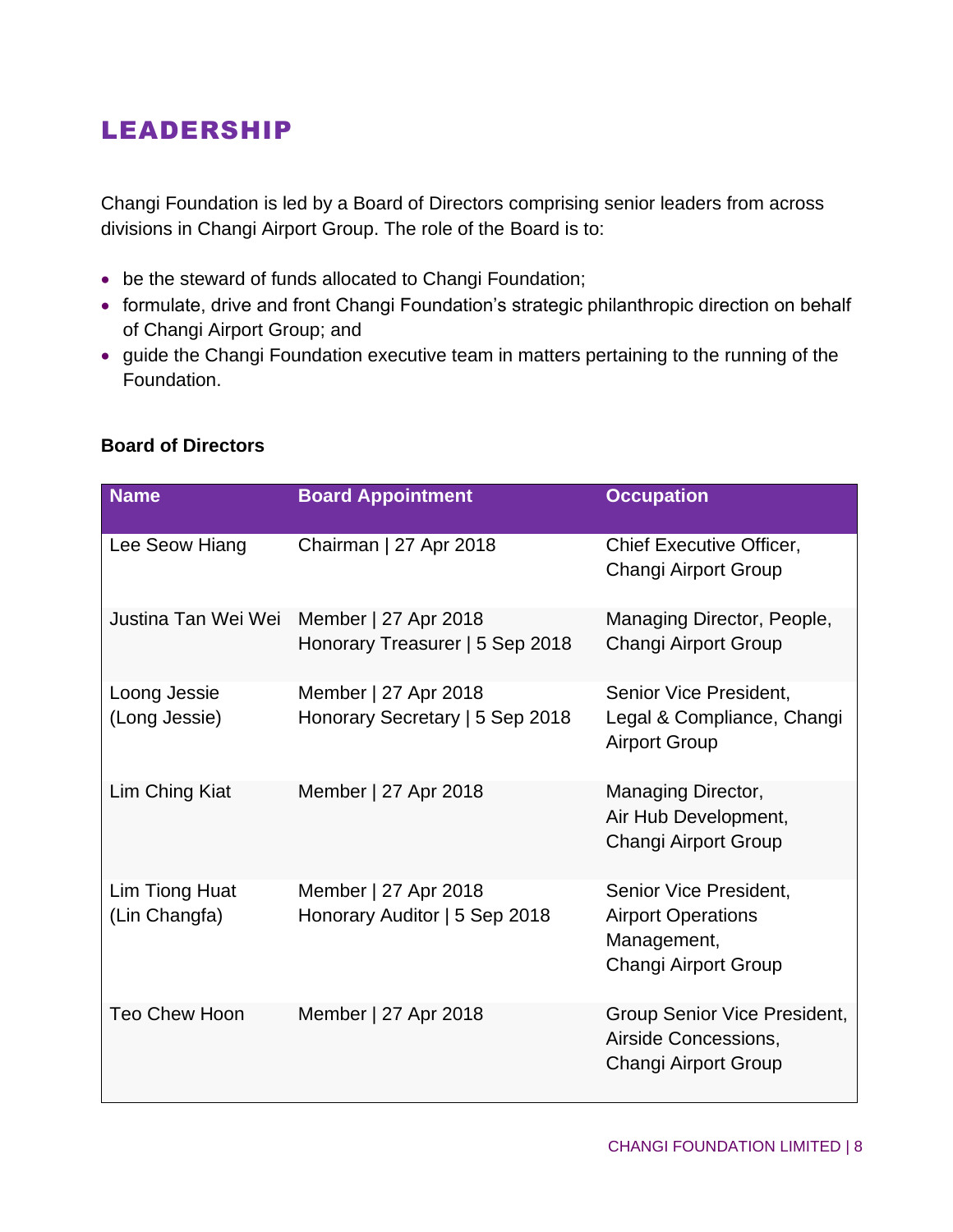# LEADERSHIP

Changi Foundation is led by a Board of Directors comprising senior leaders from across divisions in Changi Airport Group. The role of the Board is to:

- be the steward of funds allocated to Changi Foundation;
- formulate, drive and front Changi Foundation's strategic philanthropic direction on behalf of Changi Airport Group; and
- guide the Changi Foundation executive team in matters pertaining to the running of the Foundation.

**Board of Directors**

| Name | Board Appointment | Occupation |
| --- | --- | --- |
| Lee Seow Hiang | Chairman \| 27 Apr 2018 | Chief Executive Officer, Changi Airport Group |
| Justina Tan Wei Wei | Member \| 27 Apr 2018<br>Honorary Treasurer \| 5 Sep 2018 | Managing Director, People, Changi Airport Group |
| Loong Jessie (Long Jessie) | Member \| 27 Apr 2018<br>Honorary Secretary \| 5 Sep 2018 | Senior Vice President, Legal & Compliance, Changi Airport Group |
| Lim Ching Kiat | Member \| 27 Apr 2018 | Managing Director, Air Hub Development, Changi Airport Group |
| Lim Tiong Huat (Lin Changfa) | Member \| 27 Apr 2018<br>Honorary Auditor \| 5 Sep 2018 | Senior Vice President, Airport Operations Management, Changi Airport Group |
| Teo Chew Hoon | Member \| 27 Apr 2018 | Group Senior Vice President, Airside Concessions, Changi Airport Group |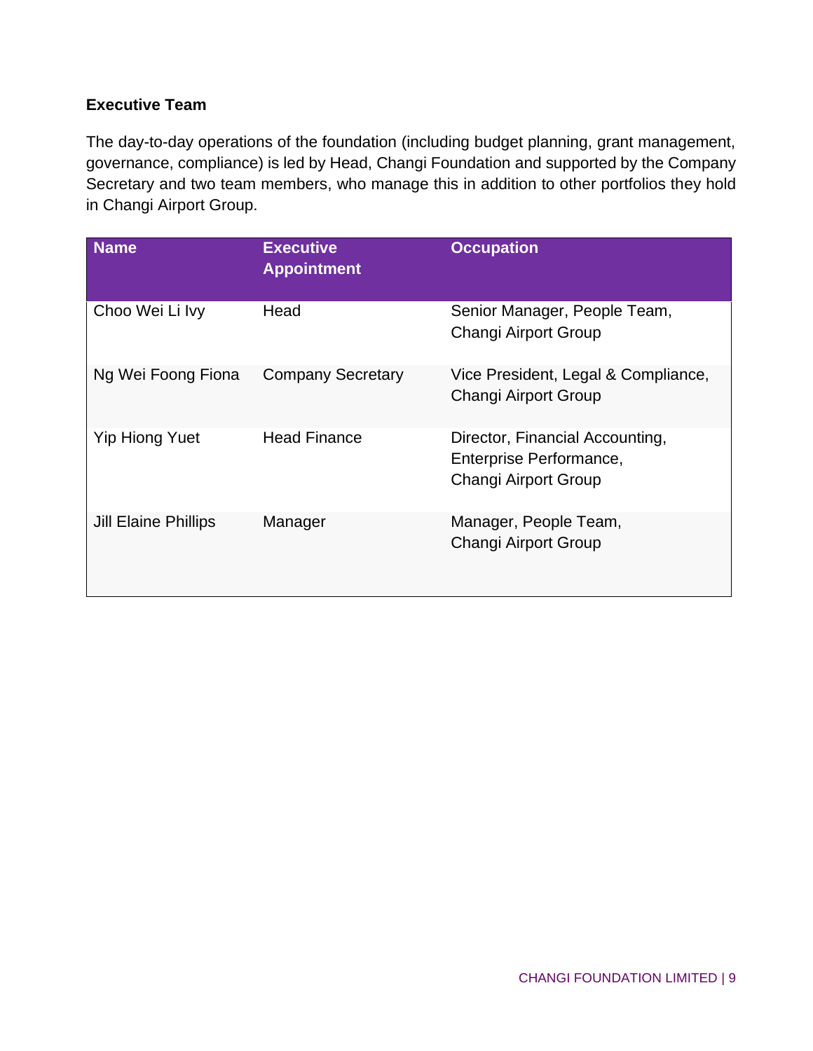### Executive Team

The day-to-day operations of the foundation (including budget planning, grant management, governance, compliance) is led by Head, Changi Foundation and supported by the Company Secretary and two team members, who manage this in addition to other portfolios they hold in Changi Airport Group.

| Name | Executive Appointment | Occupation |
|---|---|---|
| Choo Wei Li Ivy | Head | Senior Manager, People Team, Changi Airport Group |
| Ng Wei Foong Fiona | Company Secretary | Vice President, Legal & Compliance, Changi Airport Group |
| Yip Hiong Yuet | Head Finance | Director, Financial Accounting, Enterprise Performance, Changi Airport Group |
| Jill Elaine Phillips | Manager | Manager, People Team, Changi Airport Group |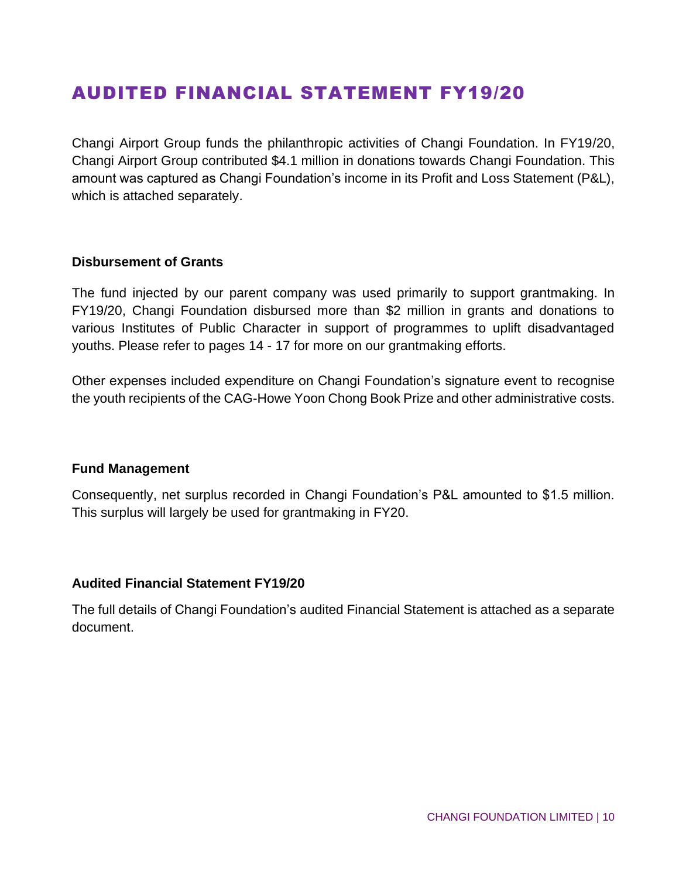# AUDITED FINANCIAL STATEMENT FY19/20

Changi Airport Group funds the philanthropic activities of Changi Foundation. In FY19/20, Changi Airport Group contributed $4.1 million in donations towards Changi Foundation. This amount was captured as Changi Foundation's income in its Profit and Loss Statement (P&L), which is attached separately.

### Disbursement of Grants

The fund injected by our parent company was used primarily to support grantmaking. In FY19/20, Changi Foundation disbursed more than $2 million in grants and donations to various Institutes of Public Character in support of programmes to uplift disadvantaged youths. Please refer to pages 14 - 17 for more on our grantmaking efforts.

Other expenses included expenditure on Changi Foundation's signature event to recognise the youth recipients of the CAG-Howe Yoon Chong Book Prize and other administrative costs.

### Fund Management

Consequently, net surplus recorded in Changi Foundation's P&L amounted to $1.5 million. This surplus will largely be used for grantmaking in FY20.

### Audited Financial Statement FY19/20

The full details of Changi Foundation's audited Financial Statement is attached as a separate document.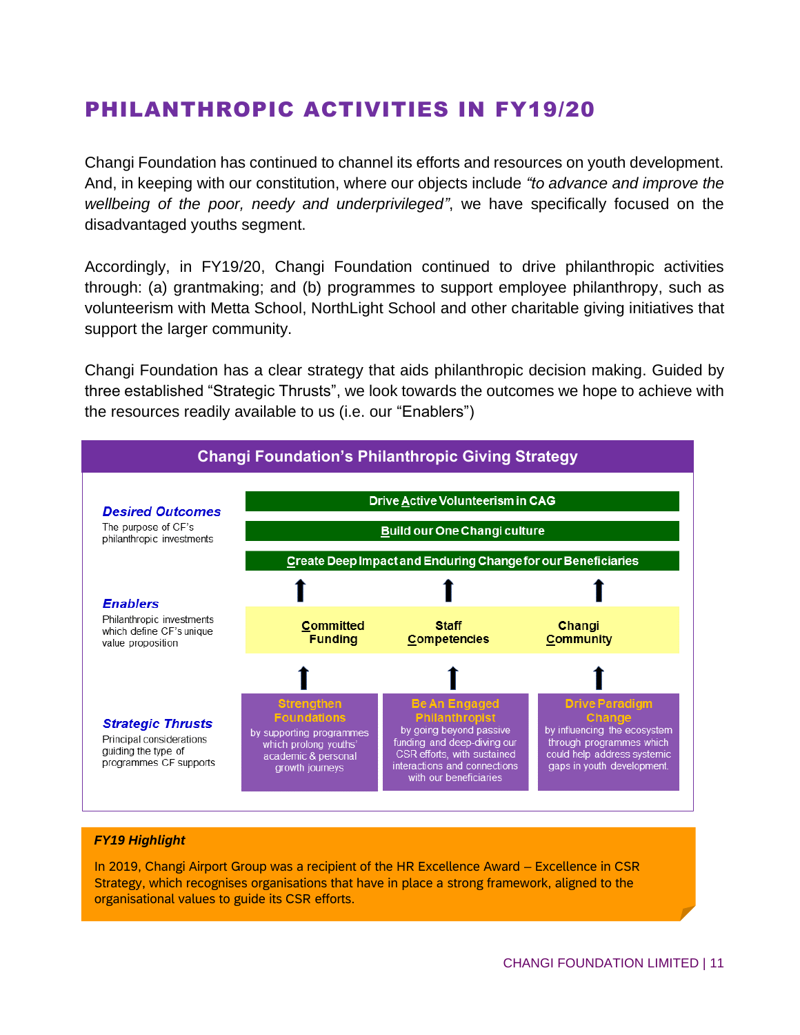# PHILANTHROPIC ACTIVITIES IN FY19/20

Changi Foundation has continued to channel its efforts and resources on youth development. And, in keeping with our constitution, where our objects include *"to advance and improve the wellbeing of the poor, needy and underprivileged"*, we have specifically focused on the disadvantaged youths segment.

Accordingly, in FY19/20, Changi Foundation continued to drive philanthropic activities through: (a) grantmaking; and (b) programmes to support employee philanthropy, such as volunteerism with Metta School, NorthLight School and other charitable giving initiatives that support the larger community.

Changi Foundation has a clear strategy that aids philanthropic decision making. Guided by three established "Strategic Thrusts", we look towards the outcomes we hope to achieve with the resources readily available to us (i.e. our "Enablers")

## Changi Foundation's Philanthropic Giving Strategy

***Desired Outcomes***
The purpose of CF's philanthropic investments

- **Drive Active Volunteerism in CAG**
- **Build our One Changi culture**
- **Create Deep Impact and Enduring Change for our Beneficiaries**

***Enablers***
Philanthropic investments which define CF's unique value proposition

- **Committed Funding**
- **Staff Competencies**
- **Changi Community**

***Strategic Thrusts***
Principal considerations guiding the type of programmes CF supports

- **Strengthen Foundations** by supporting programmes which prolong youths' academic & personal growth journeys
- **Be An Engaged Philanthropist** by going beyond passive funding and deep-diving our CSR efforts, with sustained interactions and connections with our beneficiaries
- **Drive Paradigm Change** by influencing the ecosystem through programmes which could help address systemic gaps in youth development.

***FY19 Highlight***

In 2019, Changi Airport Group was a recipient of the HR Excellence Award – Excellence in CSR Strategy, which recognises organisations that have in place a strong framework, aligned to the organisational values to guide its CSR efforts.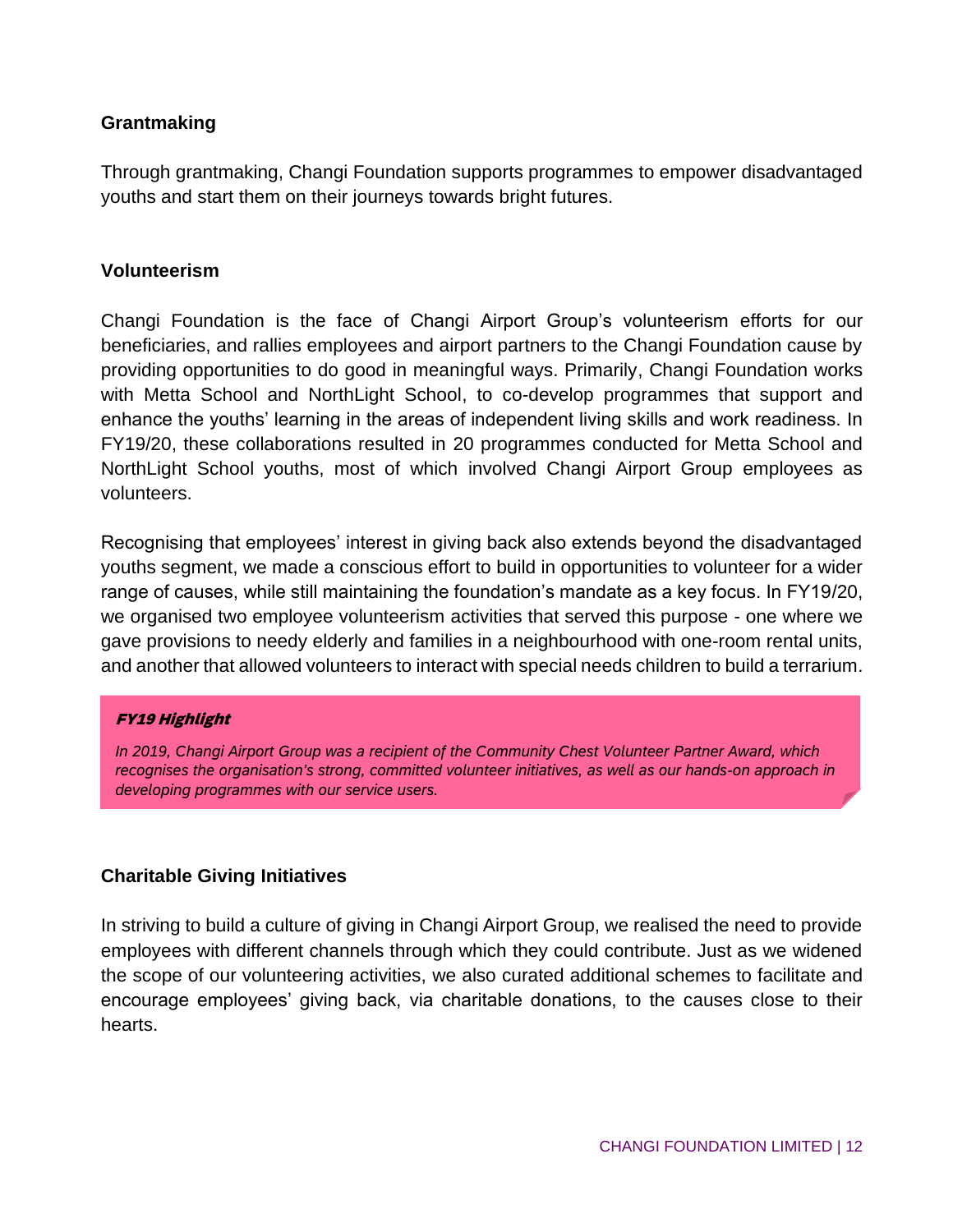### Grantmaking

Through grantmaking, Changi Foundation supports programmes to empower disadvantaged youths and start them on their journeys towards bright futures.

### Volunteerism

Changi Foundation is the face of Changi Airport Group's volunteerism efforts for our beneficiaries, and rallies employees and airport partners to the Changi Foundation cause by providing opportunities to do good in meaningful ways. Primarily, Changi Foundation works with Metta School and NorthLight School, to co-develop programmes that support and enhance the youths' learning in the areas of independent living skills and work readiness. In FY19/20, these collaborations resulted in 20 programmes conducted for Metta School and NorthLight School youths, most of which involved Changi Airport Group employees as volunteers.

Recognising that employees' interest in giving back also extends beyond the disadvantaged youths segment, we made a conscious effort to build in opportunities to volunteer for a wider range of causes, while still maintaining the foundation's mandate as a key focus. In FY19/20, we organised two employee volunteerism activities that served this purpose - one where we gave provisions to needy elderly and families in a neighbourhood with one-room rental units, and another that allowed volunteers to interact with special needs children to build a terrarium.

> ***FY19 Highlight***
>
> *In 2019, Changi Airport Group was a recipient of the Community Chest Volunteer Partner Award, which recognises the organisation's strong, committed volunteer initiatives, as well as our hands-on approach in developing programmes with our service users.*

### Charitable Giving Initiatives

In striving to build a culture of giving in Changi Airport Group, we realised the need to provide employees with different channels through which they could contribute. Just as we widened the scope of our volunteering activities, we also curated additional schemes to facilitate and encourage employees' giving back, via charitable donations, to the causes close to their hearts.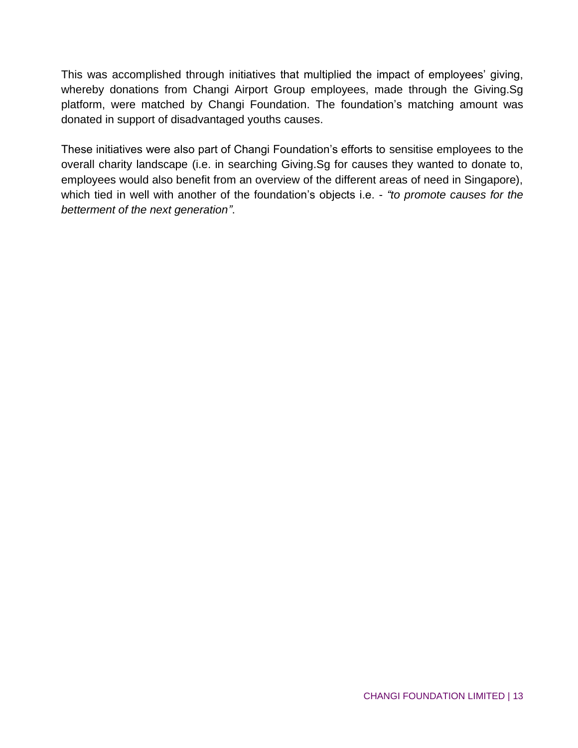This was accomplished through initiatives that multiplied the impact of employees' giving, whereby donations from Changi Airport Group employees, made through the Giving.Sg platform, were matched by Changi Foundation. The foundation's matching amount was donated in support of disadvantaged youths causes.

These initiatives were also part of Changi Foundation's efforts to sensitise employees to the overall charity landscape (i.e. in searching Giving.Sg for causes they wanted to donate to, employees would also benefit from an overview of the different areas of need in Singapore), which tied in well with another of the foundation's objects i.e. - *"to promote causes for the betterment of the next generation"*.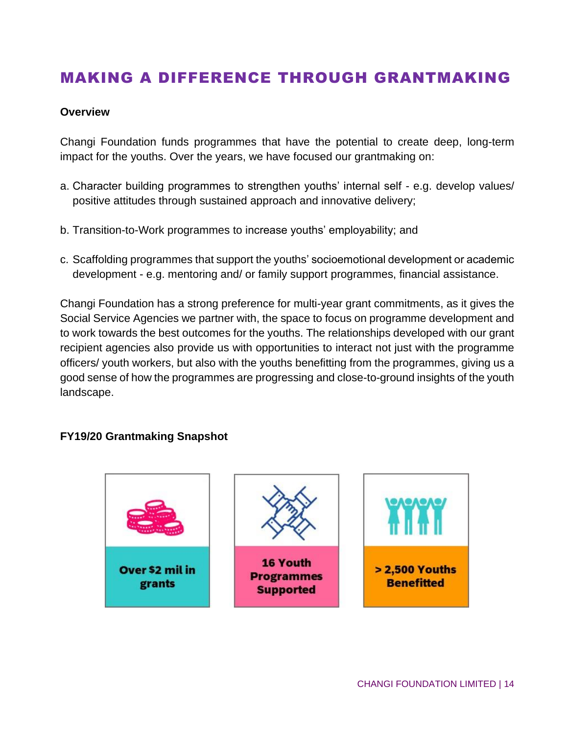# MAKING A DIFFERENCE THROUGH GRANTMAKING

**Overview**

Changi Foundation funds programmes that have the potential to create deep, long-term impact for the youths. Over the years, we have focused our grantmaking on:

a. Character building programmes to strengthen youths' internal self - e.g. develop values/ positive attitudes through sustained approach and innovative delivery;

b. Transition-to-Work programmes to increase youths' employability; and

c. Scaffolding programmes that support the youths' socioemotional development or academic development - e.g. mentoring and/ or family support programmes, financial assistance.

Changi Foundation has a strong preference for multi-year grant commitments, as it gives the Social Service Agencies we partner with, the space to focus on programme development and to work towards the best outcomes for the youths. The relationships developed with our grant recipient agencies also provide us with opportunities to interact not just with the programme officers/ youth workers, but also with the youths benefitting from the programmes, giving us a good sense of how the programmes are progressing and close-to-ground insights of the youth landscape.

**FY19/20 Grantmaking Snapshot**

**Over $2 mil in grants**

**16 Youth Programmes Supported**

**> 2,500 Youths Benefitted**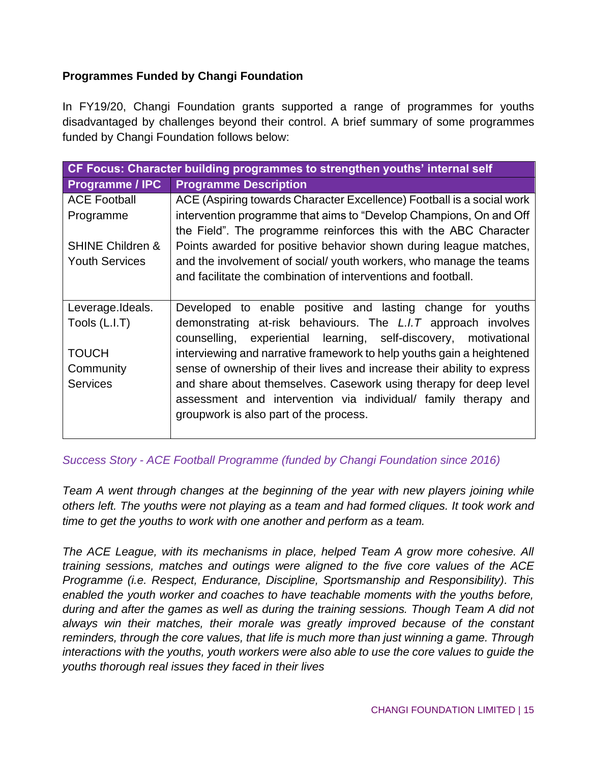**Programmes Funded by Changi Foundation**

In FY19/20, Changi Foundation grants supported a range of programmes for youths disadvantaged by challenges beyond their control. A brief summary of some programmes funded by Changi Foundation follows below:

| **CF Focus: Character building programmes to strengthen youths' internal self** | |
|---|---|
| **Programme / IPC** | **Programme Description** |
| ACE Football Programme<br><br>SHINE Children & Youth Services | ACE (Aspiring towards Character Excellence) Football is a social work intervention programme that aims to "Develop Champions, On and Off the Field". The programme reinforces this with the ABC Character Points awarded for positive behavior shown during league matches, and the involvement of social/ youth workers, who manage the teams and facilitate the combination of interventions and football. |
| Leverage.Ideals. Tools (L.I.T)<br><br>TOUCH Community Services | Developed to enable positive and lasting change for youths demonstrating at-risk behaviours. The *L.I.T* approach involves counselling, experiential learning, self-discovery, motivational interviewing and narrative framework to help youths gain a heightened sense of ownership of their lives and increase their ability to express and share about themselves. Casework using therapy for deep level assessment and intervention via individual/ family therapy and groupwork is also part of the process. |

*Success Story - ACE Football Programme (funded by Changi Foundation since 2016)*

*Team A went through changes at the beginning of the year with new players joining while others left. The youths were not playing as a team and had formed cliques. It took work and time to get the youths to work with one another and perform as a team.*

*The ACE League, with its mechanisms in place, helped Team A grow more cohesive. All training sessions, matches and outings were aligned to the five core values of the ACE Programme (i.e. Respect, Endurance, Discipline, Sportsmanship and Responsibility). This enabled the youth worker and coaches to have teachable moments with the youths before, during and after the games as well as during the training sessions. Though Team A did not always win their matches, their morale was greatly improved because of the constant reminders, through the core values, that life is much more than just winning a game. Through interactions with the youths, youth workers were also able to use the core values to guide the youths thorough real issues they faced in their lives*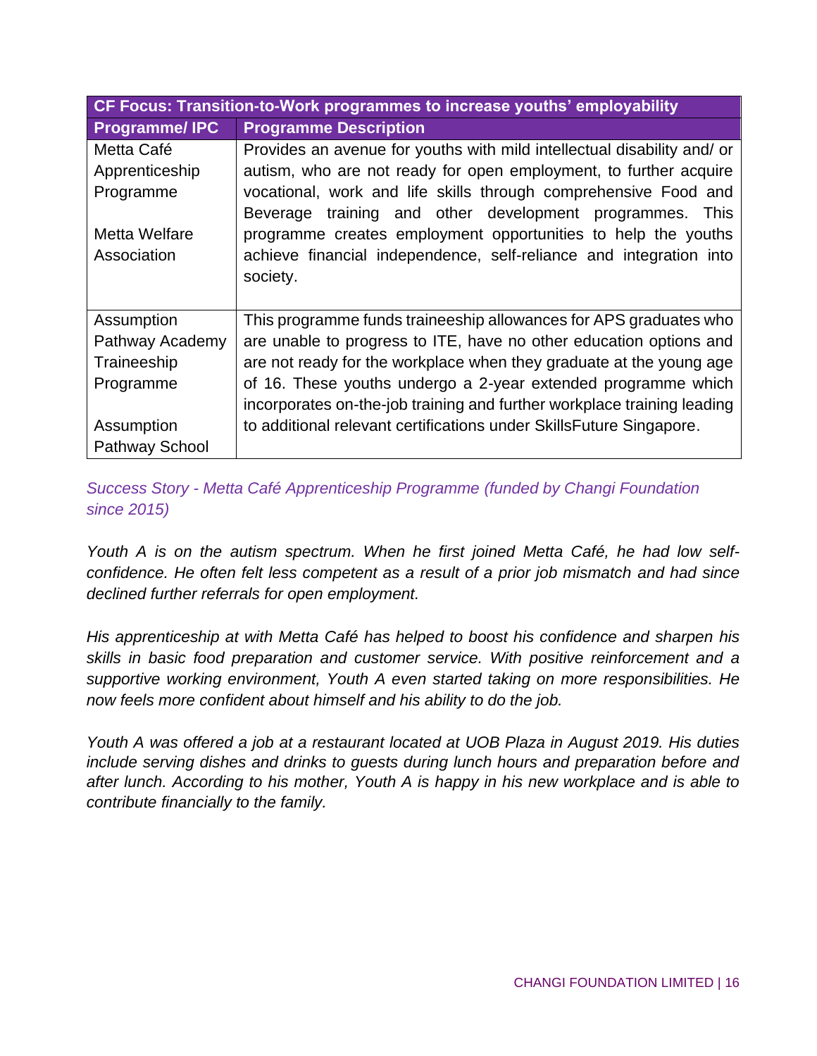| CF Focus: Transition-to-Work programmes to increase youths' employability | |
|---|---|
| **Programme/ IPC** | **Programme Description** |
| Metta Café Apprenticeship Programme<br><br>Metta Welfare Association | Provides an avenue for youths with mild intellectual disability and/ or autism, who are not ready for open employment, to further acquire vocational, work and life skills through comprehensive Food and Beverage training and other development programmes. This programme creates employment opportunities to help the youths achieve financial independence, self-reliance and integration into society. |
| Assumption Pathway Academy Traineeship Programme<br><br>Assumption Pathway School | This programme funds traineeship allowances for APS graduates who are unable to progress to ITE, have no other education options and are not ready for the workplace when they graduate at the young age of 16. These youths undergo a 2-year extended programme which incorporates on-the-job training and further workplace training leading to additional relevant certifications under SkillsFuture Singapore. |

*Success Story - Metta Café Apprenticeship Programme (funded by Changi Foundation since 2015)*

*Youth A is on the autism spectrum. When he first joined Metta Café, he had low self-confidence. He often felt less competent as a result of a prior job mismatch and had since declined further referrals for open employment.*

*His apprenticeship at with Metta Café has helped to boost his confidence and sharpen his skills in basic food preparation and customer service. With positive reinforcement and a supportive working environment, Youth A even started taking on more responsibilities. He now feels more confident about himself and his ability to do the job.*

*Youth A was offered a job at a restaurant located at UOB Plaza in August 2019. His duties include serving dishes and drinks to guests during lunch hours and preparation before and after lunch. According to his mother, Youth A is happy in his new workplace and is able to contribute financially to the family.*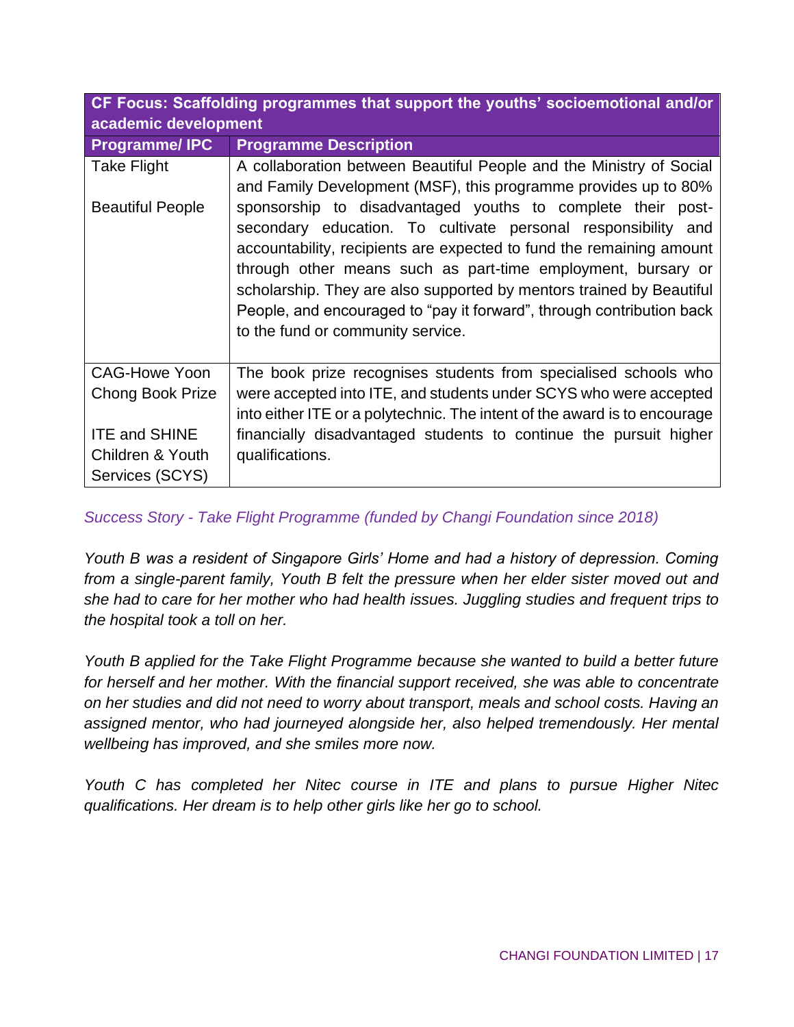| CF Focus: Scaffolding programmes that support the youths' socioemotional and/or academic development | |
|---|---|
| **Programme/ IPC** | **Programme Description** |
| Take Flight<br><br>Beautiful People | A collaboration between Beautiful People and the Ministry of Social and Family Development (MSF), this programme provides up to 80% sponsorship to disadvantaged youths to complete their post-secondary education. To cultivate personal responsibility and accountability, recipients are expected to fund the remaining amount through other means such as part-time employment, bursary or scholarship. They are also supported by mentors trained by Beautiful People, and encouraged to "pay it forward", through contribution back to the fund or community service. |
| CAG-Howe Yoon Chong Book Prize<br><br>ITE and SHINE Children & Youth Services (SCYS) | The book prize recognises students from specialised schools who were accepted into ITE, and students under SCYS who were accepted into either ITE or a polytechnic. The intent of the award is to encourage financially disadvantaged students to continue the pursuit higher qualifications. |

*Success Story - Take Flight Programme (funded by Changi Foundation since 2018)*

*Youth B was a resident of Singapore Girls' Home and had a history of depression. Coming from a single-parent family, Youth B felt the pressure when her elder sister moved out and she had to care for her mother who had health issues. Juggling studies and frequent trips to the hospital took a toll on her.*

*Youth B applied for the Take Flight Programme because she wanted to build a better future for herself and her mother. With the financial support received, she was able to concentrate on her studies and did not need to worry about transport, meals and school costs. Having an assigned mentor, who had journeyed alongside her, also helped tremendously. Her mental wellbeing has improved, and she smiles more now.*

*Youth C has completed her Nitec course in ITE and plans to pursue Higher Nitec qualifications. Her dream is to help other girls like her go to school.*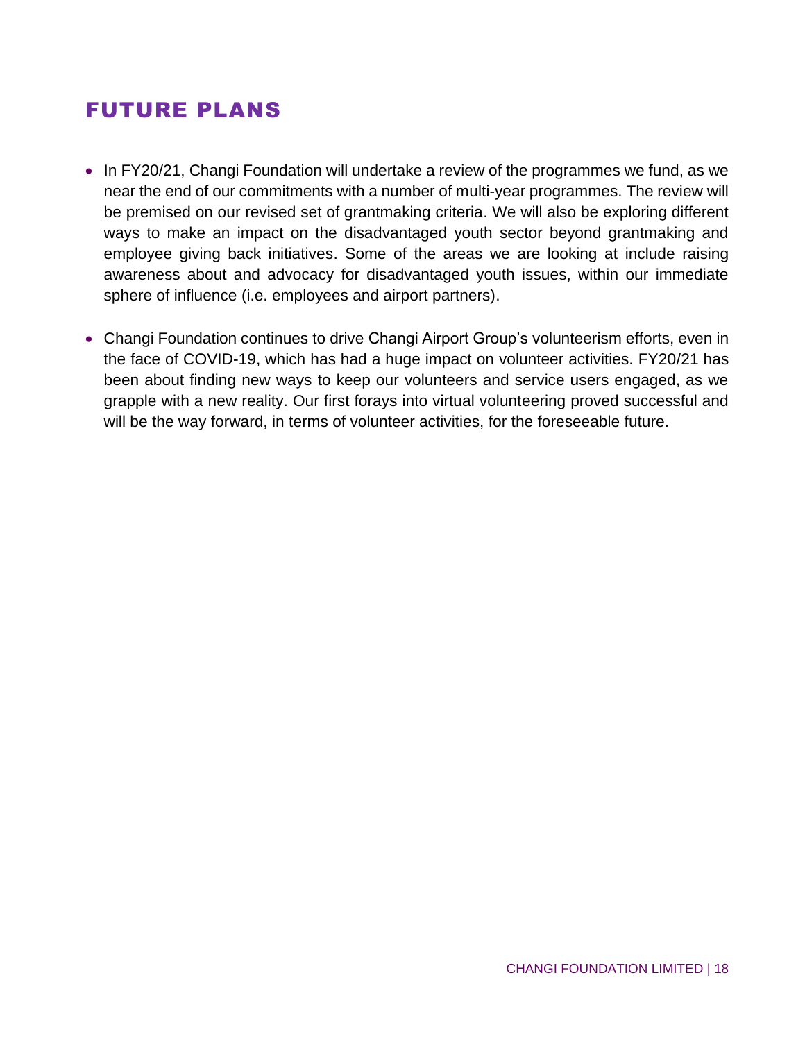# FUTURE PLANS

- In FY20/21, Changi Foundation will undertake a review of the programmes we fund, as we near the end of our commitments with a number of multi-year programmes. The review will be premised on our revised set of grantmaking criteria. We will also be exploring different ways to make an impact on the disadvantaged youth sector beyond grantmaking and employee giving back initiatives. Some of the areas we are looking at include raising awareness about and advocacy for disadvantaged youth issues, within our immediate sphere of influence (i.e. employees and airport partners).

- Changi Foundation continues to drive Changi Airport Group's volunteerism efforts, even in the face of COVID-19, which has had a huge impact on volunteer activities. FY20/21 has been about finding new ways to keep our volunteers and service users engaged, as we grapple with a new reality. Our first forays into virtual volunteering proved successful and will be the way forward, in terms of volunteer activities, for the foreseeable future.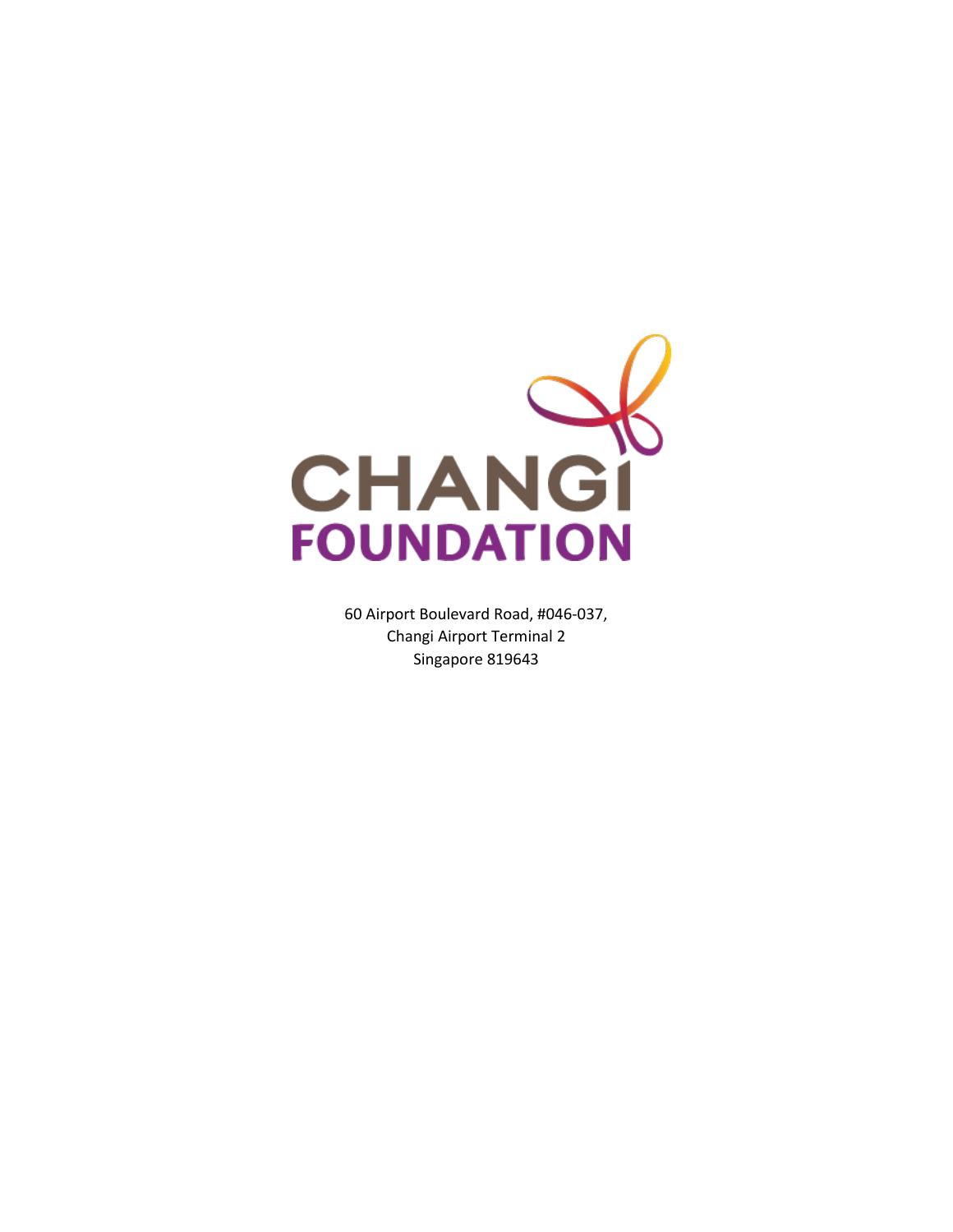CHANGI
FOUNDATION

60 Airport Boulevard Road, #046-037,
Changi Airport Terminal 2
Singapore 819643